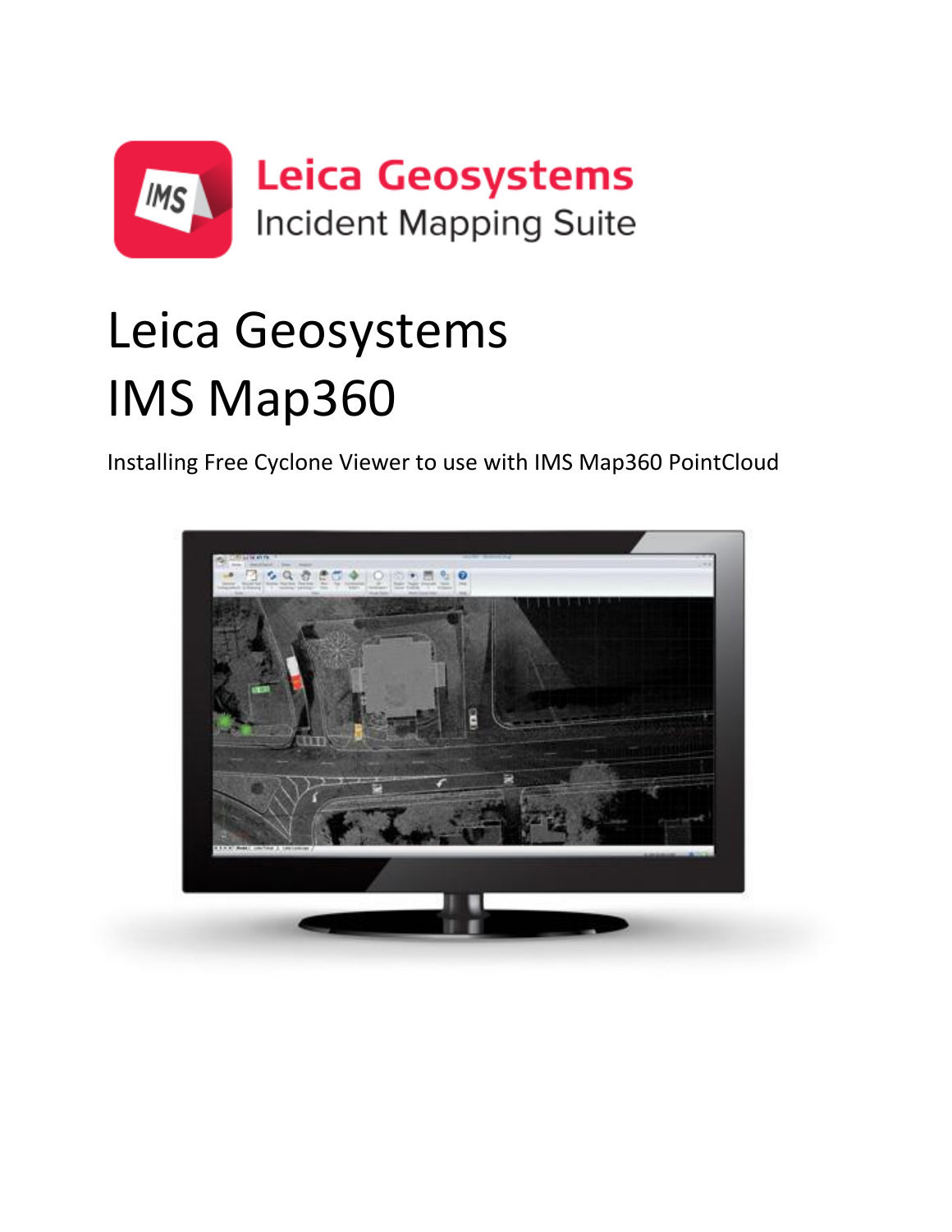Leica Geosystems
Incident Mapping Suite

# Leica Geosystems IMS Map360

Installing Free Cyclone Viewer to use with IMS Map360 PointCloud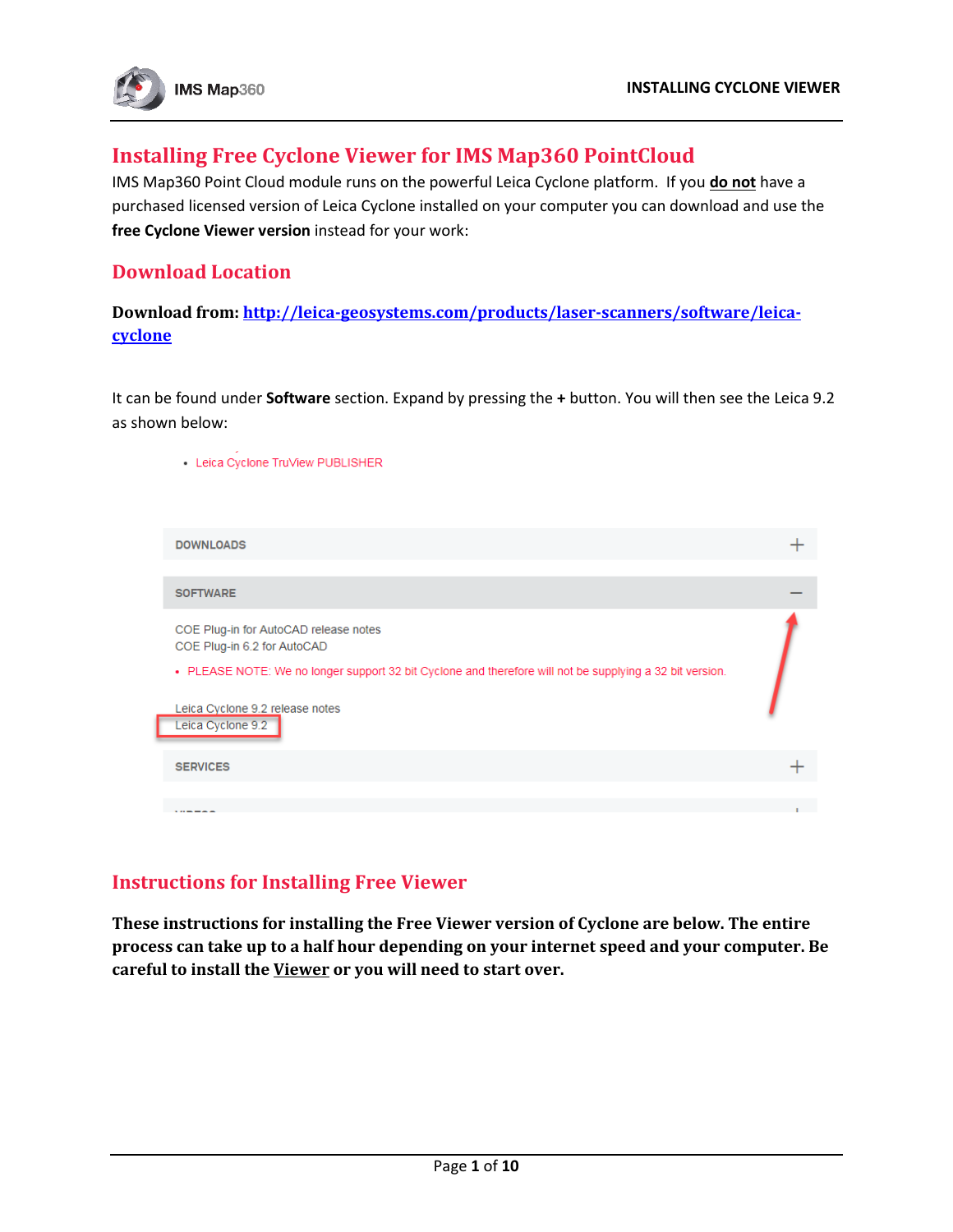# Installing Free Cyclone Viewer for IMS Map360 PointCloud

IMS Map360 Point Cloud module runs on the powerful Leica Cyclone platform. If you **do not** have a purchased licensed version of Leica Cyclone installed on your computer you can download and use the **free Cyclone Viewer version** instead for your work:

## Download Location

**Download from:** [http://leica-geosystems.com/products/laser-scanners/software/leica-cyclone](http://leica-geosystems.com/products/laser-scanners/software/leica-cyclone)

It can be found under **Software** section. Expand by pressing the **+** button. You will then see the Leica 9.2 as shown below:

- Leica Cyclone TruView PUBLISHER

DOWNLOADS +

SOFTWARE −

COE Plug-in for AutoCAD release notes
COE Plug-in 6.2 for AutoCAD

- PLEASE NOTE: We no longer support 32 bit Cyclone and therefore will not be supplying a 32 bit version.

Leica Cyclone 9.2 release notes
Leica Cyclone 9.2

SERVICES +

## Instructions for Installing Free Viewer

**These instructions for installing the Free Viewer version of Cyclone are below. The entire process can take up to a half hour depending on your internet speed and your computer. Be careful to install the Viewer or you will need to start over.**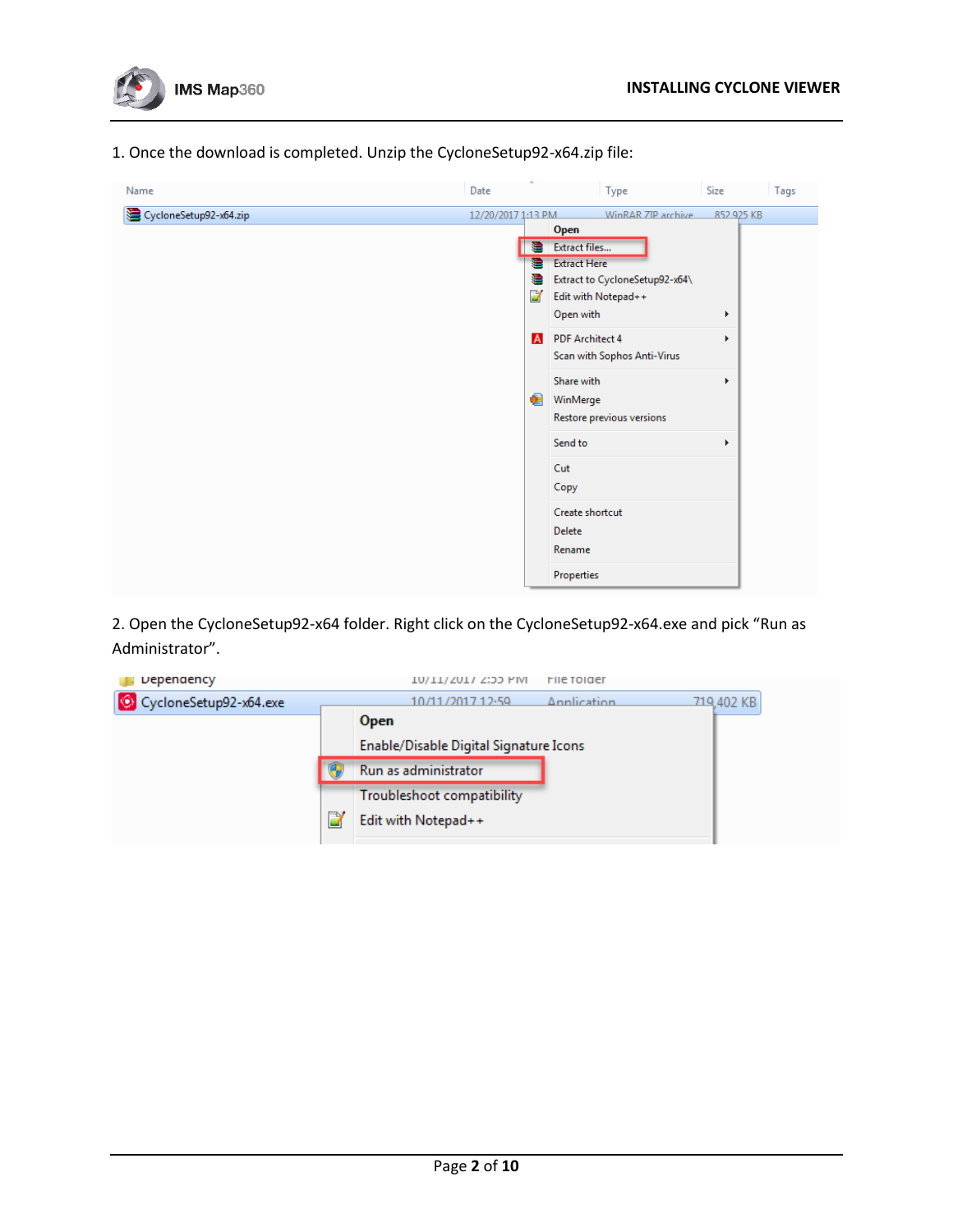1. Once the download is completed. Unzip the CycloneSetup92-x64.zip file:

2. Open the CycloneSetup92-x64 folder. Right click on the CycloneSetup92-x64.exe and pick "Run as Administrator".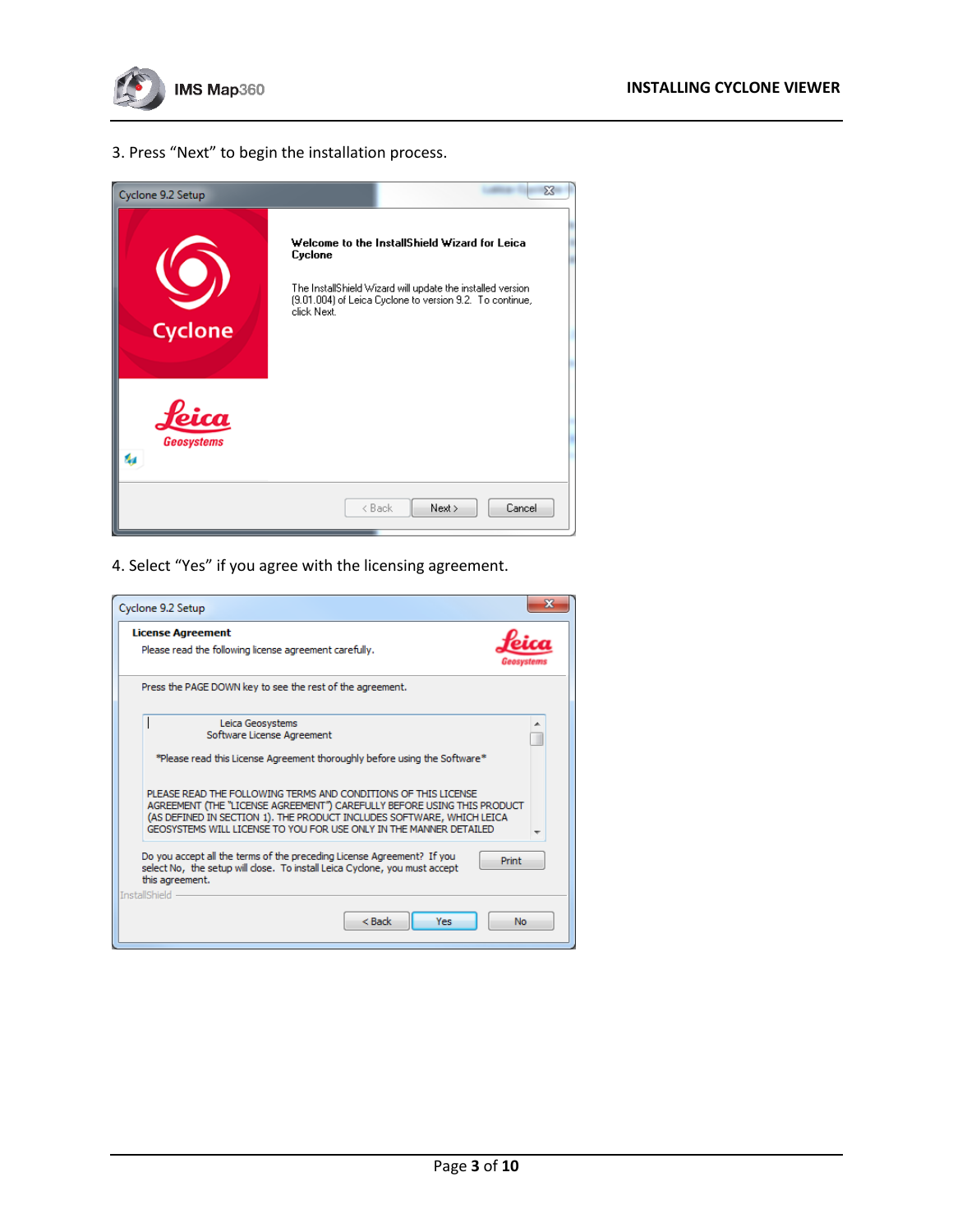3. Press “Next” to begin the installation process.

4. Select “Yes” if you agree with the licensing agreement.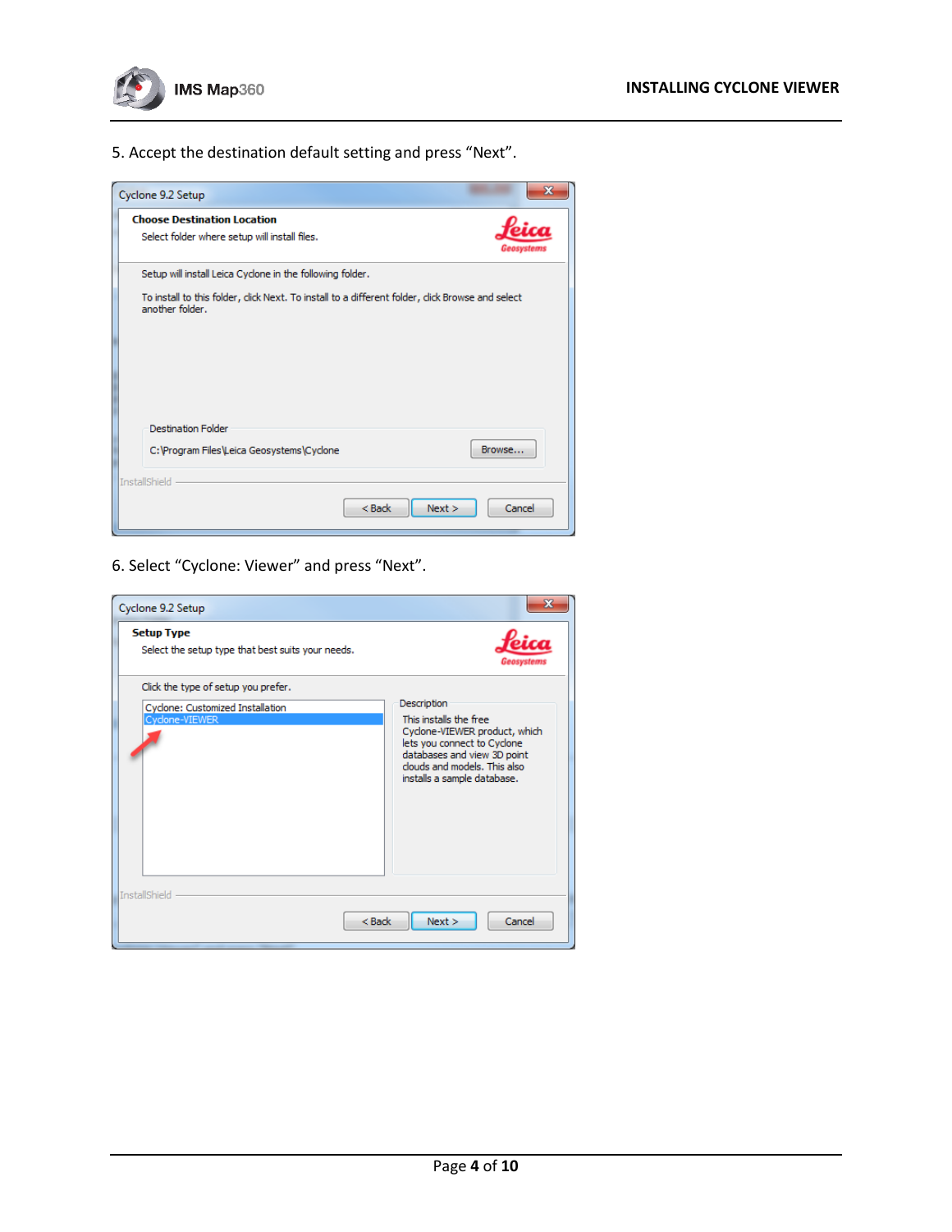5. Accept the destination default setting and press “Next”.

Cyclone 9.2 Setup

**Choose Destination Location**

Select folder where setup will install files.

Setup will install Leica Cyclone in the following folder.

To install to this folder, click Next. To install to a different folder, click Browse and select another folder.

Destination Folder

C:\Program Files\Leica Geosystems\Cyclone

Browse...

InstallShield

< Back | Next > | Cancel

6. Select “Cyclone: Viewer” and press “Next”.

Cyclone 9.2 Setup

**Setup Type**

Select the setup type that best suits your needs.

Click the type of setup you prefer.

Cyclone: Customized Installation
Cyclone-VIEWER

Description

This installs the free Cyclone-VIEWER product, which lets you connect to Cyclone databases and view 3D point clouds and models. This also installs a sample database.

InstallShield

< Back | Next > | Cancel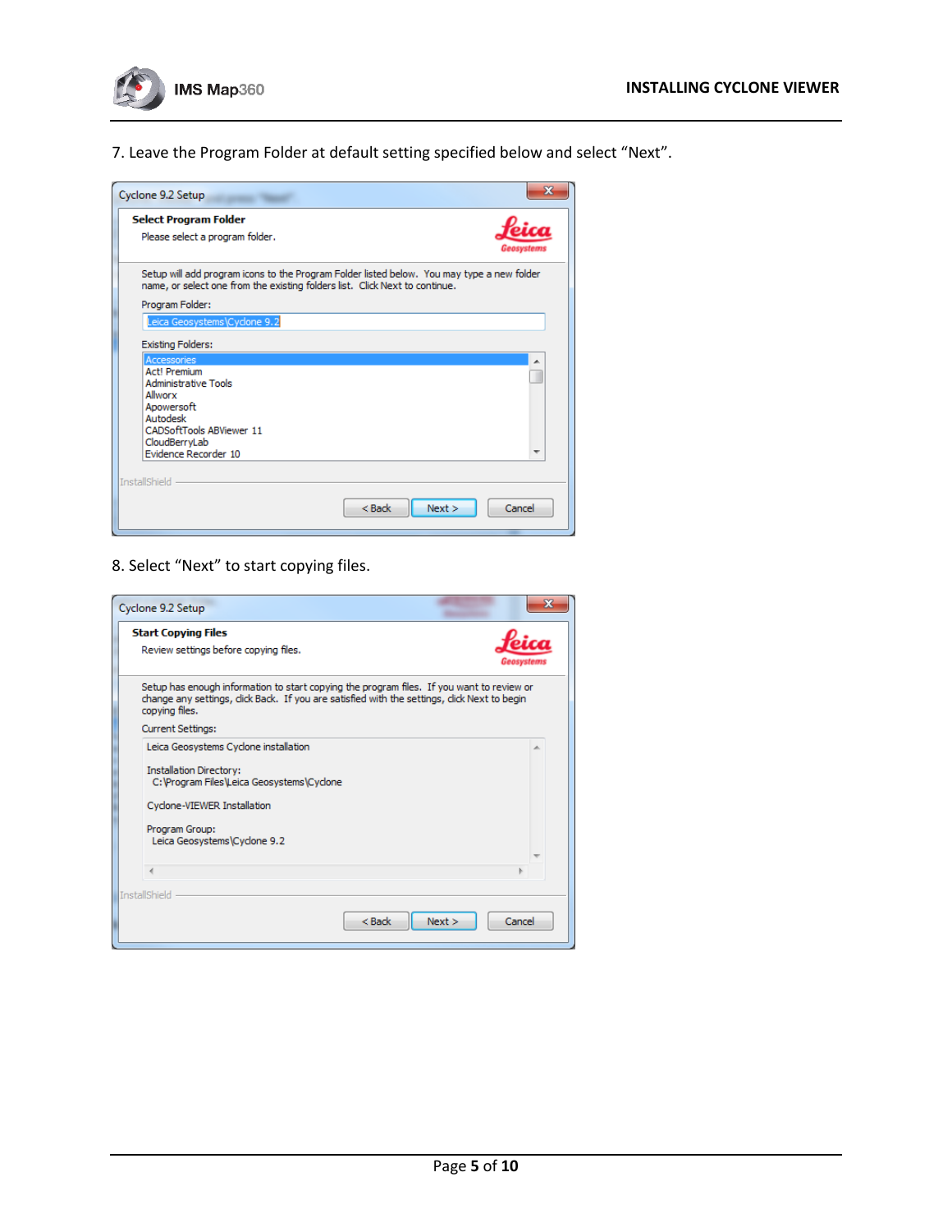7. Leave the Program Folder at default setting specified below and select "Next".

Cyclone 9.2 Setup

**Select Program Folder**

Please select a program folder.

Setup will add program icons to the Program Folder listed below. You may type a new folder name, or select one from the existing folders list. Click Next to continue.

Program Folder:

Leica Geosystems\Cyclone 9.2

Existing Folders:

Accessories
Act! Premium
Administrative Tools
Allworx
Apowersoft
Autodesk
CADSoftTools ABViewer 11
CloudBerryLab
Evidence Recorder 10

InstallShield

< Back | Next > | Cancel

8. Select "Next" to start copying files.

Cyclone 9.2 Setup

**Start Copying Files**

Review settings before copying files.

Setup has enough information to start copying the program files. If you want to review or change any settings, click Back. If you are satisfied with the settings, click Next to begin copying files.

Current Settings:

Leica Geosystems Cyclone installation

Installation Directory:
C:\Program Files\Leica Geosystems\Cyclone

Cyclone-VIEWER Installation

Program Group:
Leica Geosystems\Cyclone 9.2

InstallShield

< Back | Next > | Cancel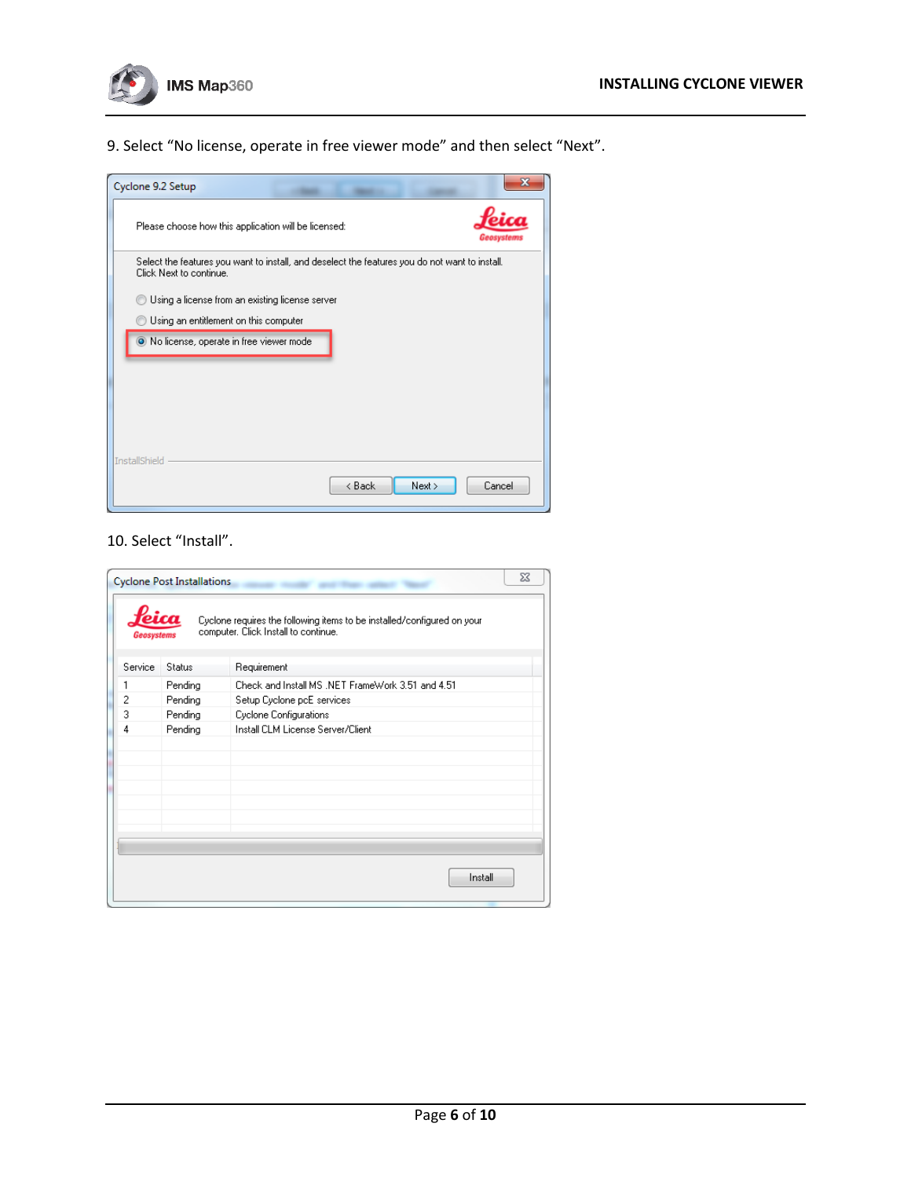9. Select "No license, operate in free viewer mode" and then select "Next".

10. Select "Install".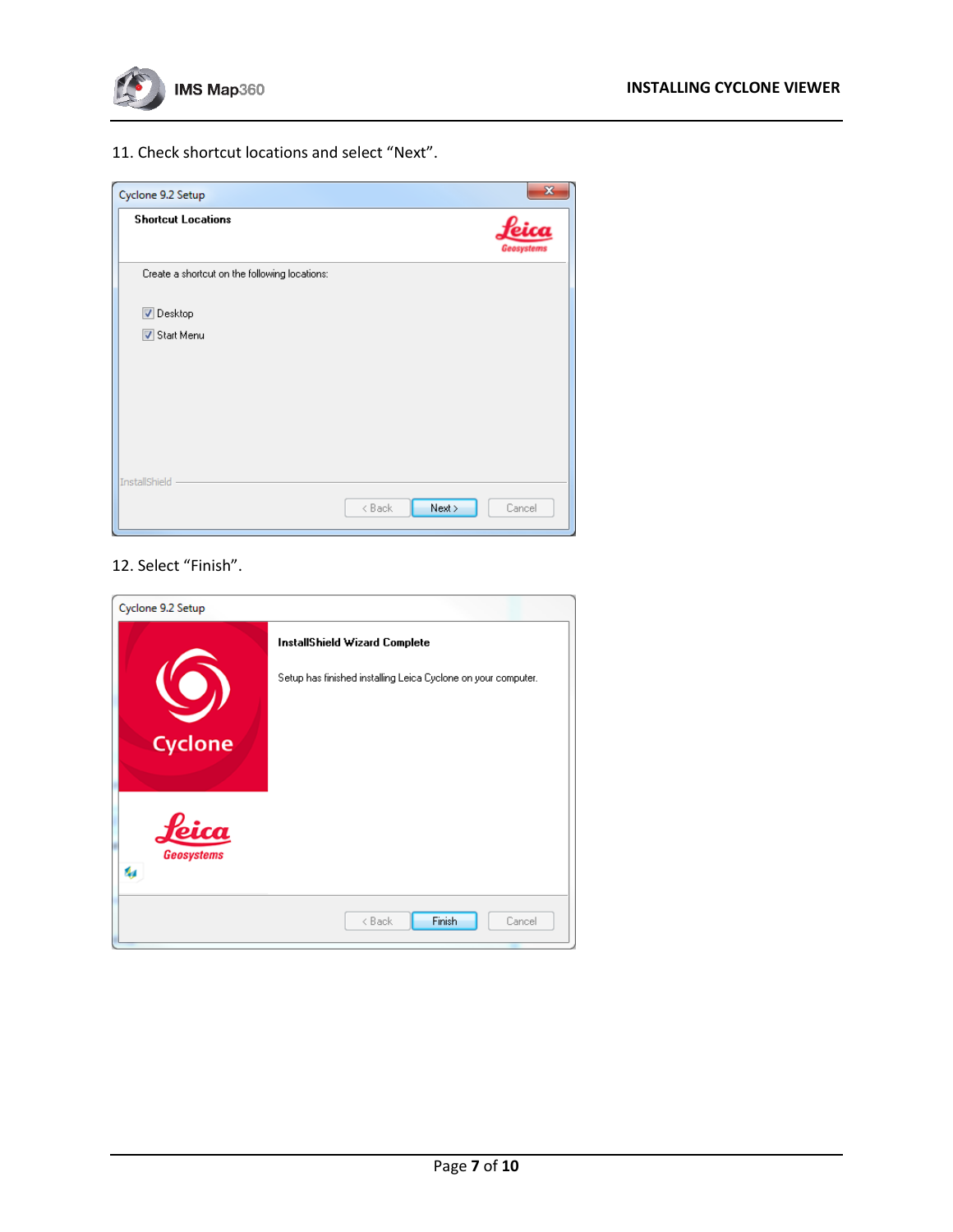11. Check shortcut locations and select "Next".

12. Select "Finish".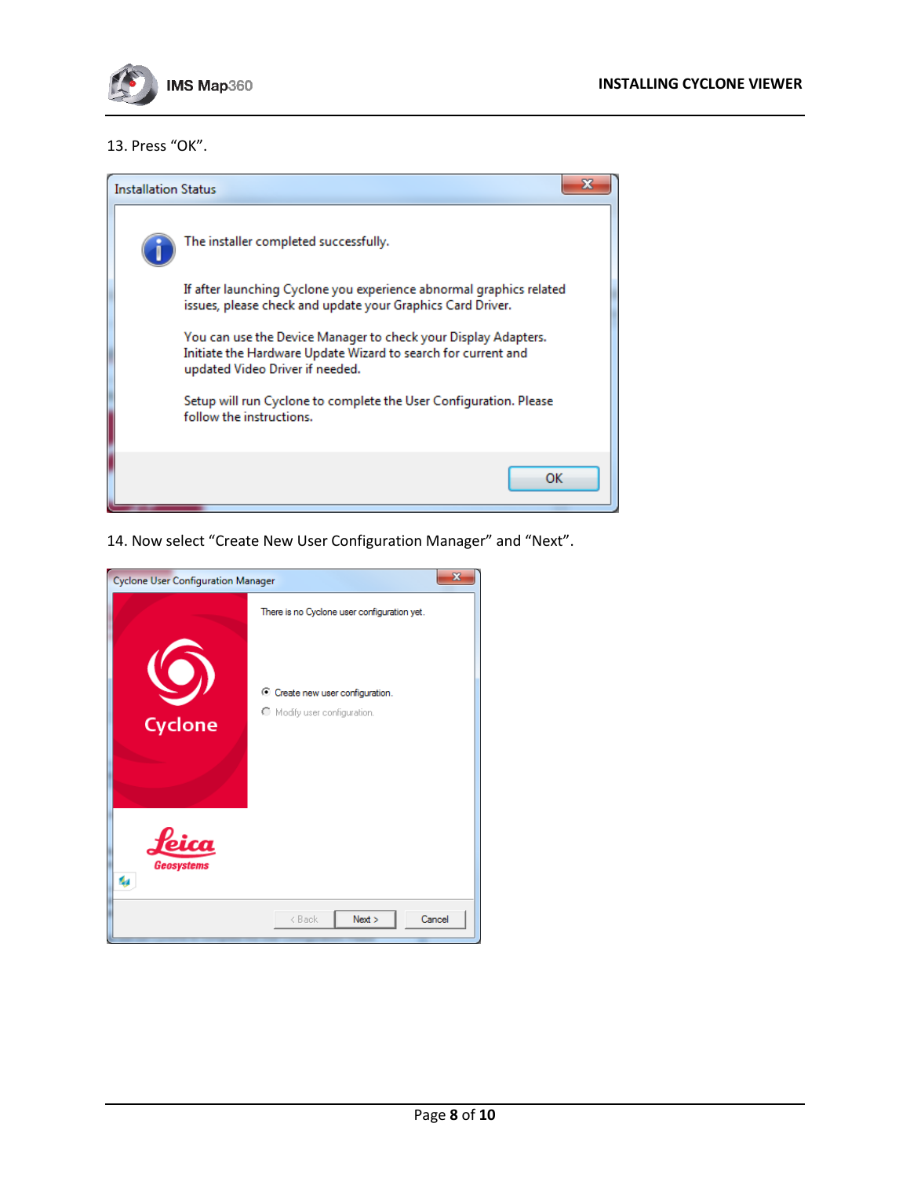13. Press "OK".

14. Now select "Create New User Configuration Manager" and "Next".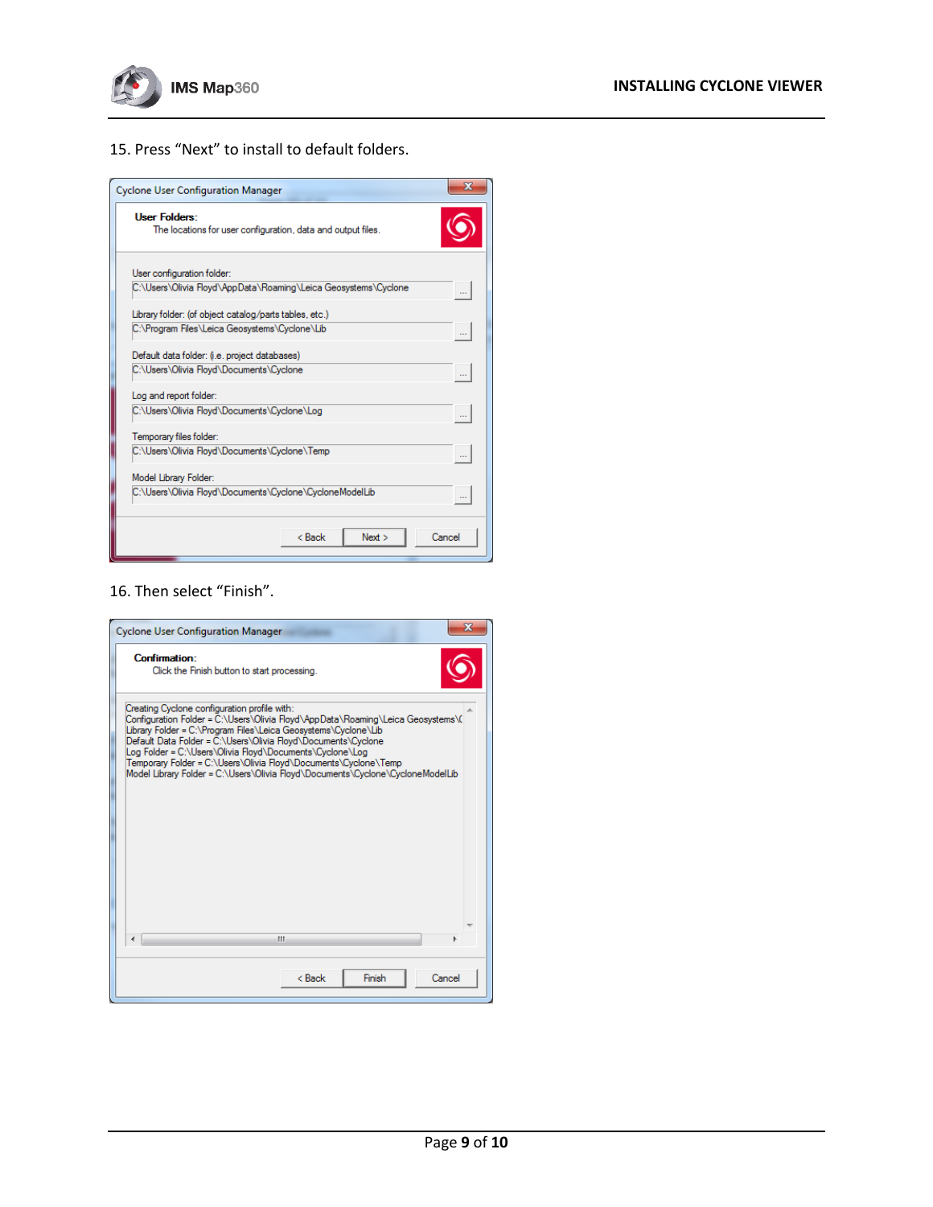15. Press "Next" to install to default folders.

16. Then select "Finish".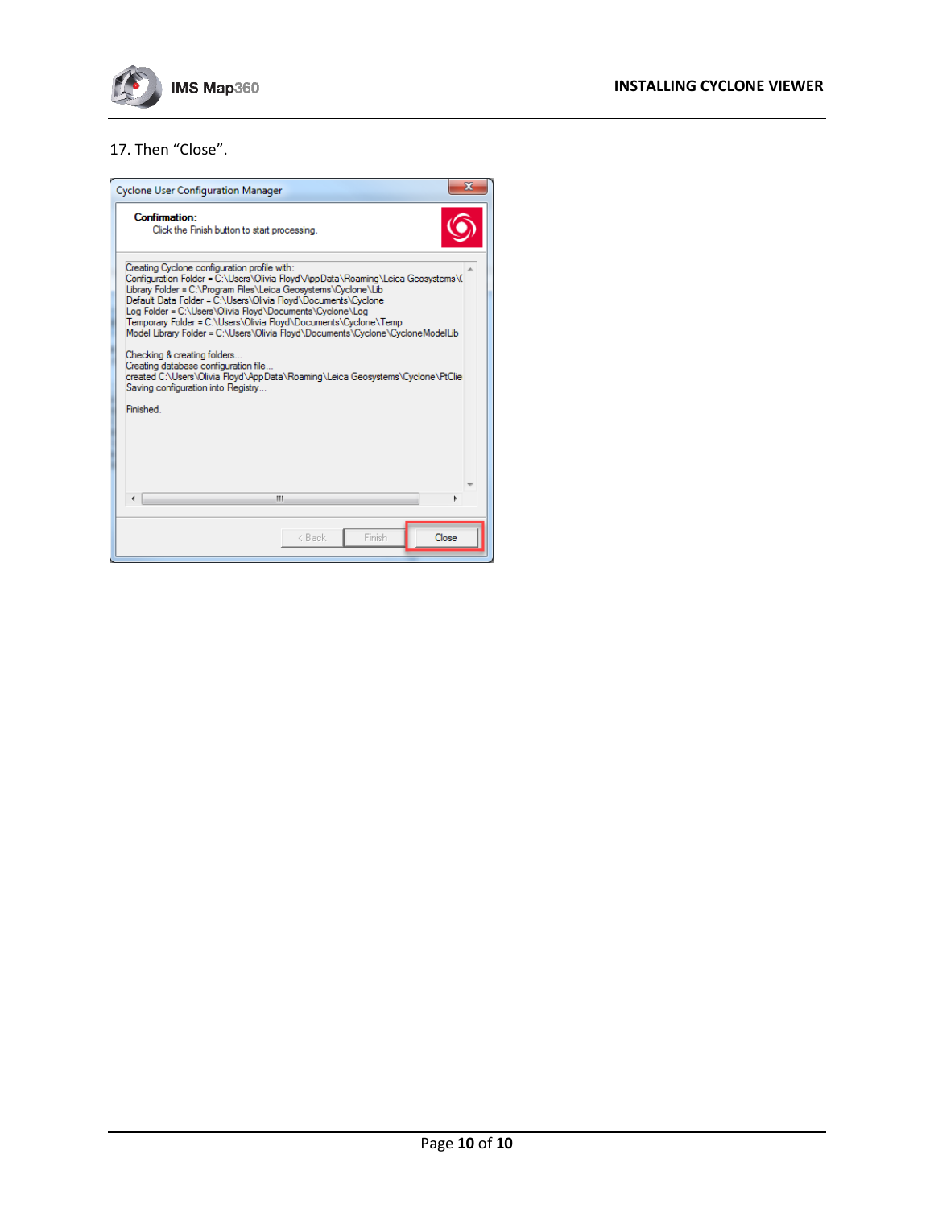17. Then “Close”.